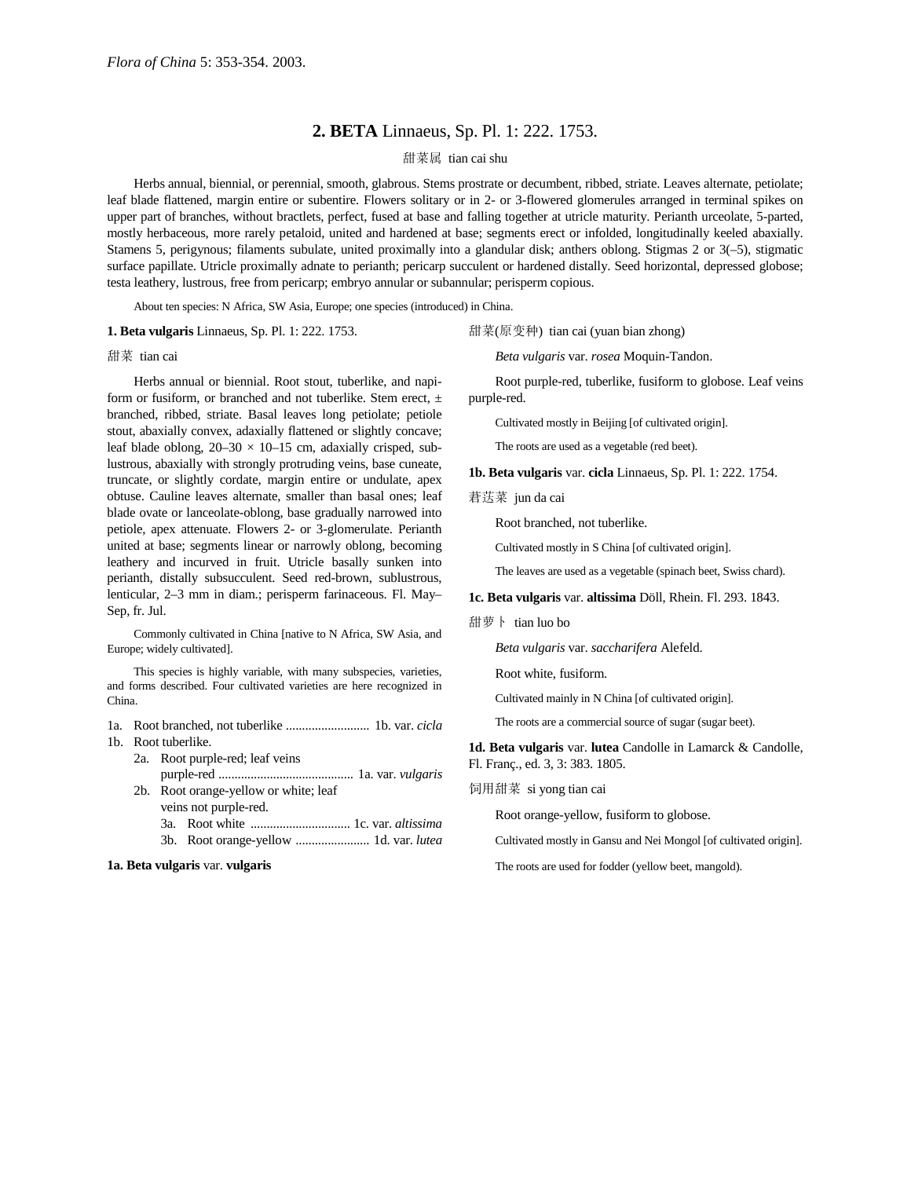*Flora of China* 5: 353-354. 2003.

## 2. BETA Linnaeus, Sp. Pl. 1: 222. 1753.

甜菜属 tian cai shu

Herbs annual, biennial, or perennial, smooth, glabrous. Stems prostrate or decumbent, ribbed, striate. Leaves alternate, petiolate; leaf blade flattened, margin entire or subentire. Flowers solitary or in 2- or 3-flowered glomerules arranged in terminal spikes on upper part of branches, without bractlets, perfect, fused at base and falling together at utricle maturity. Perianth urceolate, 5-parted, mostly herbaceous, more rarely petaloid, united and hardened at base; segments erect or infolded, longitudinally keeled abaxially. Stamens 5, perigynous; filaments subulate, united proximally into a glandular disk; anthers oblong. Stigmas 2 or 3(–5), stigmatic surface papillate. Utricle proximally adnate to perianth; pericarp succulent or hardened distally. Seed horizontal, depressed globose; testa leathery, lustrous, free from pericarp; embryo annular or subannular; perisperm copious.

About ten species: N Africa, SW Asia, Europe; one species (introduced) in China.

**1. Beta vulgaris** Linnaeus, Sp. Pl. 1: 222. 1753.

甜菜 tian cai

Herbs annual or biennial. Root stout, tuberlike, and napiform or fusiform, or branched and not tuberlike. Stem erect, ± branched, ribbed, striate. Basal leaves long petiolate; petiole stout, abaxially convex, adaxially flattened or slightly concave; leaf blade oblong, 20–30 × 10–15 cm, adaxially crisped, sublustrous, abaxially with strongly protruding veins, base cuneate, truncate, or slightly cordate, margin entire or undulate, apex obtuse. Cauline leaves alternate, smaller than basal ones; leaf blade ovate or lanceolate-oblong, base gradually narrowed into petiole, apex attenuate. Flowers 2- or 3-glomerulate. Perianth united at base; segments linear or narrowly oblong, becoming leathery and incurved in fruit. Utricle basally sunken into perianth, distally subsucculent. Seed red-brown, sublustrous, lenticular, 2–3 mm in diam.; perisperm farinaceous. Fl. May–Sep, fr. Jul.

Commonly cultivated in China [native to N Africa, SW Asia, and Europe; widely cultivated].

This species is highly variable, with many subspecies, varieties, and forms described. Four cultivated varieties are here recognized in China.

1a. Root branched, not tuberlike .......................... 1b. var. *cicla*
1b. Root tuberlike.
  2a. Root purple-red; leaf veins purple-red .......................................... 1a. var. *vulgaris*
  2b. Root orange-yellow or white; leaf veins not purple-red.
    3a. Root white ............................... 1c. var. *altissima*
    3b. Root orange-yellow ....................... 1d. var. *lutea*

**1a. Beta vulgaris** var. **vulgaris**

甜菜(原变种) tian cai (yuan bian zhong)

*Beta vulgaris* var. *rosea* Moquin-Tandon.

Root purple-red, tuberlike, fusiform to globose. Leaf veins purple-red.

Cultivated mostly in Beijing [of cultivated origin].

The roots are used as a vegetable (red beet).

**1b. Beta vulgaris** var. **cicla** Linnaeus, Sp. Pl. 1: 222. 1754.

莙荙菜 jun da cai

Root branched, not tuberlike.

Cultivated mostly in S China [of cultivated origin].

The leaves are used as a vegetable (spinach beet, Swiss chard).

**1c. Beta vulgaris** var. **altissima** Döll, Rhein. Fl. 293. 1843.

甜萝卜 tian luo bo

*Beta vulgaris* var. *saccharifera* Alefeld.

Root white, fusiform.

Cultivated mainly in N China [of cultivated origin].

The roots are a commercial source of sugar (sugar beet).

**1d. Beta vulgaris** var. **lutea** Candolle in Lamarck & Candolle, Fl. Franç., ed. 3, 3: 383. 1805.

饲用甜菜 si yong tian cai

Root orange-yellow, fusiform to globose.

Cultivated mostly in Gansu and Nei Mongol [of cultivated origin].

The roots are used for fodder (yellow beet, mangold).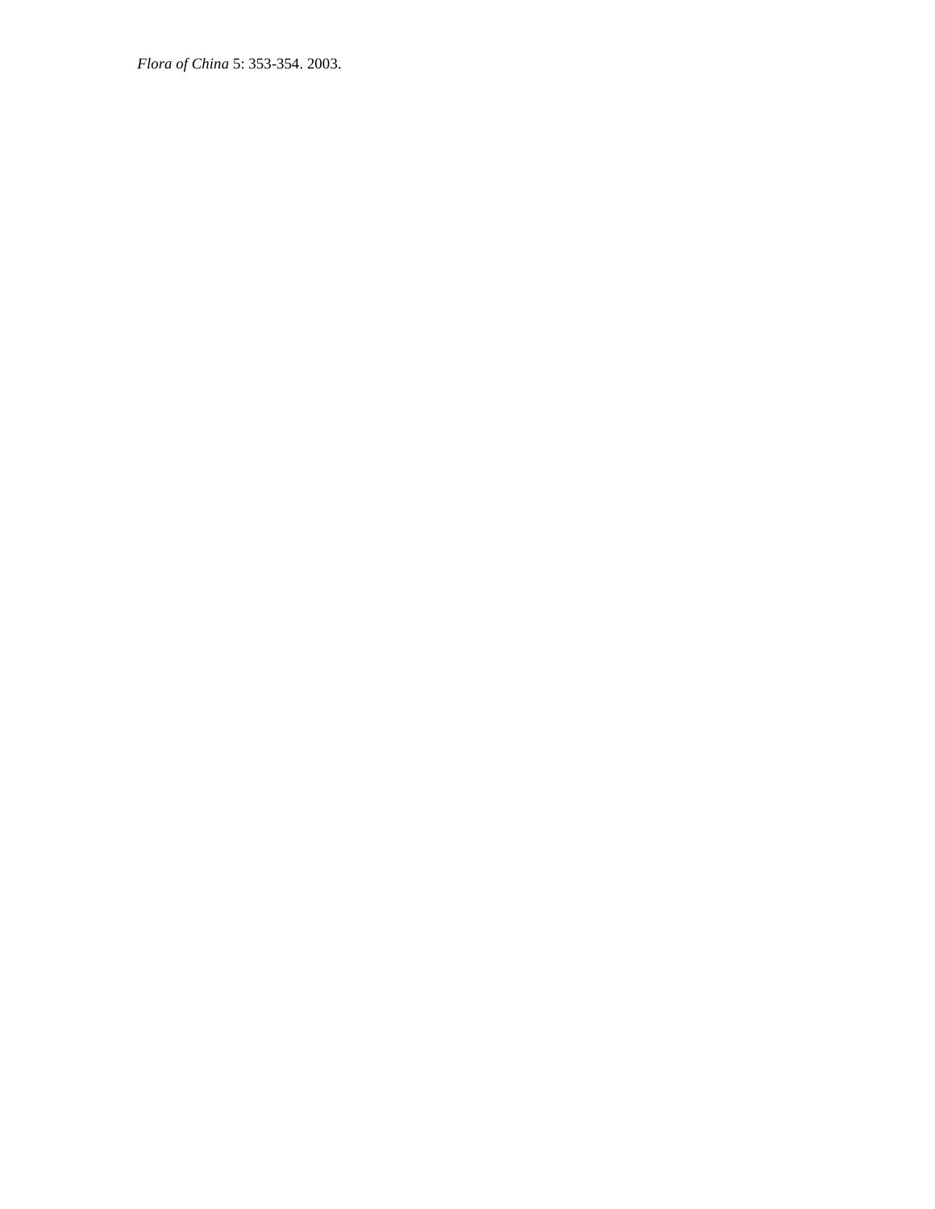*Flora of China* 5: 353-354. 2003.